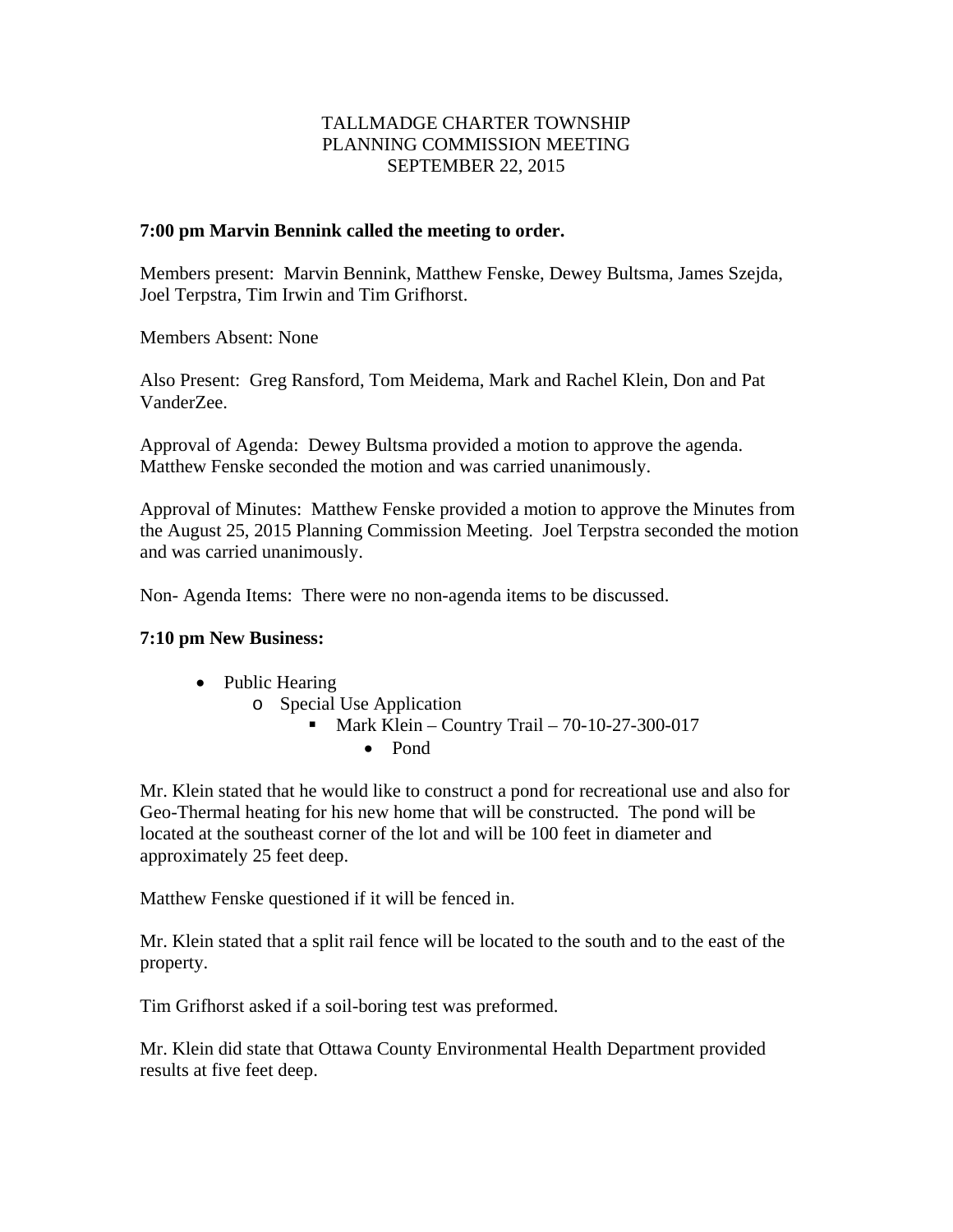TALLMADGE CHARTER TOWNSHIP
PLANNING COMMISSION MEETING
SEPTEMBER 22, 2015

**7:00 pm Marvin Bennink called the meeting to order.**

Members present: Marvin Bennink, Matthew Fenske, Dewey Bultsma, James Szejda, Joel Terpstra, Tim Irwin and Tim Grifhorst.

Members Absent: None

Also Present: Greg Ransford, Tom Meidema, Mark and Rachel Klein, Don and Pat VanderZee.

Approval of Agenda: Dewey Bultsma provided a motion to approve the agenda. Matthew Fenske seconded the motion and was carried unanimously.

Approval of Minutes: Matthew Fenske provided a motion to approve the Minutes from the August 25, 2015 Planning Commission Meeting. Joel Terpstra seconded the motion and was carried unanimously.

Non- Agenda Items: There were no non-agenda items to be discussed.

**7:10 pm New Business:**

- Public Hearing
  - Special Use Application
    - Mark Klein – Country Trail – 70-10-27-300-017
      - Pond

Mr. Klein stated that he would like to construct a pond for recreational use and also for Geo-Thermal heating for his new home that will be constructed. The pond will be located at the southeast corner of the lot and will be 100 feet in diameter and approximately 25 feet deep.

Matthew Fenske questioned if it will be fenced in.

Mr. Klein stated that a split rail fence will be located to the south and to the east of the property.

Tim Grifhorst asked if a soil-boring test was preformed.

Mr. Klein did state that Ottawa County Environmental Health Department provided results at five feet deep.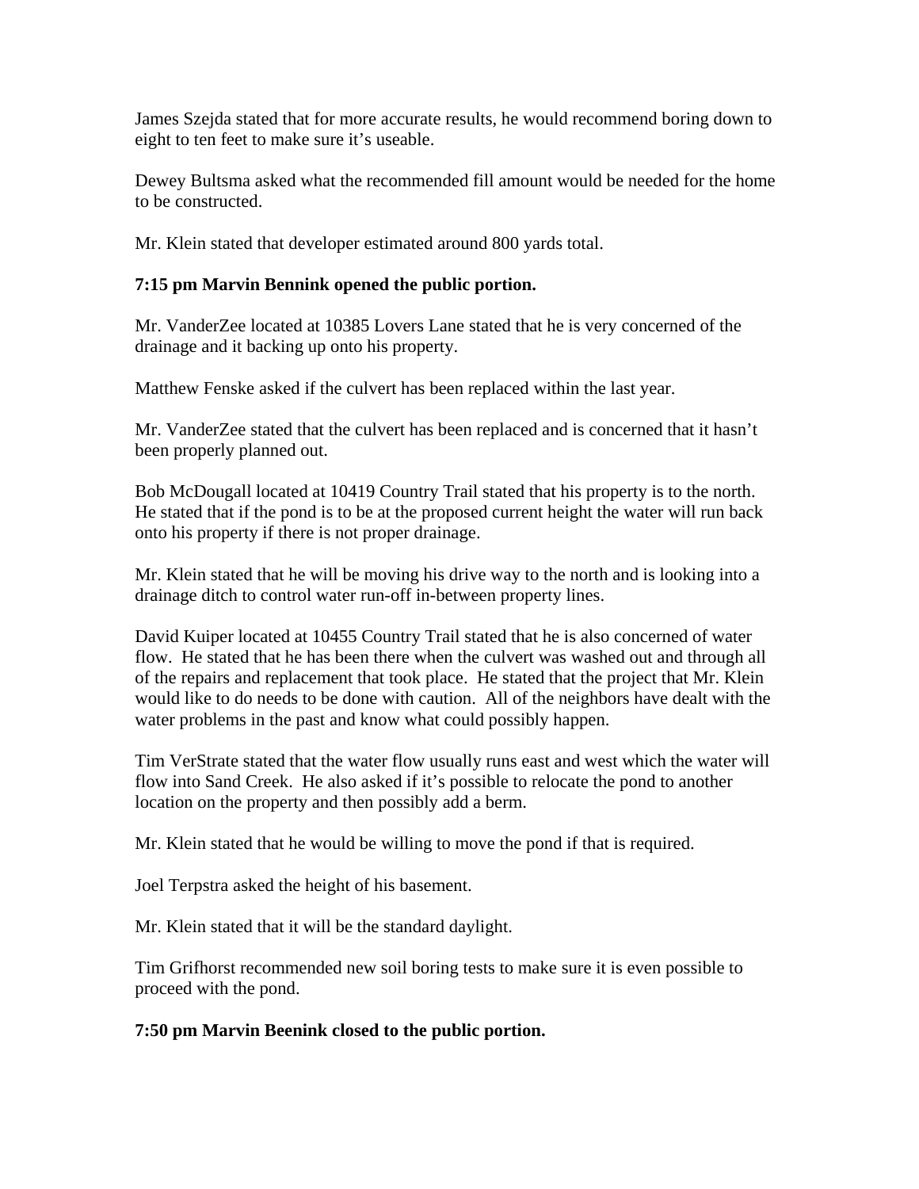James Szejda stated that for more accurate results, he would recommend boring down to eight to ten feet to make sure it's useable.

Dewey Bultsma asked what the recommended fill amount would be needed for the home to be constructed.

Mr. Klein stated that developer estimated around 800 yards total.

**7:15 pm Marvin Bennink opened the public portion.**

Mr. VanderZee located at 10385 Lovers Lane stated that he is very concerned of the drainage and it backing up onto his property.

Matthew Fenske asked if the culvert has been replaced within the last year.

Mr. VanderZee stated that the culvert has been replaced and is concerned that it hasn't been properly planned out.

Bob McDougall located at 10419 Country Trail stated that his property is to the north. He stated that if the pond is to be at the proposed current height the water will run back onto his property if there is not proper drainage.

Mr. Klein stated that he will be moving his drive way to the north and is looking into a drainage ditch to control water run-off in-between property lines.

David Kuiper located at 10455 Country Trail stated that he is also concerned of water flow. He stated that he has been there when the culvert was washed out and through all of the repairs and replacement that took place. He stated that the project that Mr. Klein would like to do needs to be done with caution. All of the neighbors have dealt with the water problems in the past and know what could possibly happen.

Tim VerStrate stated that the water flow usually runs east and west which the water will flow into Sand Creek. He also asked if it's possible to relocate the pond to another location on the property and then possibly add a berm.

Mr. Klein stated that he would be willing to move the pond if that is required.

Joel Terpstra asked the height of his basement.

Mr. Klein stated that it will be the standard daylight.

Tim Grifhorst recommended new soil boring tests to make sure it is even possible to proceed with the pond.

**7:50 pm Marvin Beenink closed to the public portion.**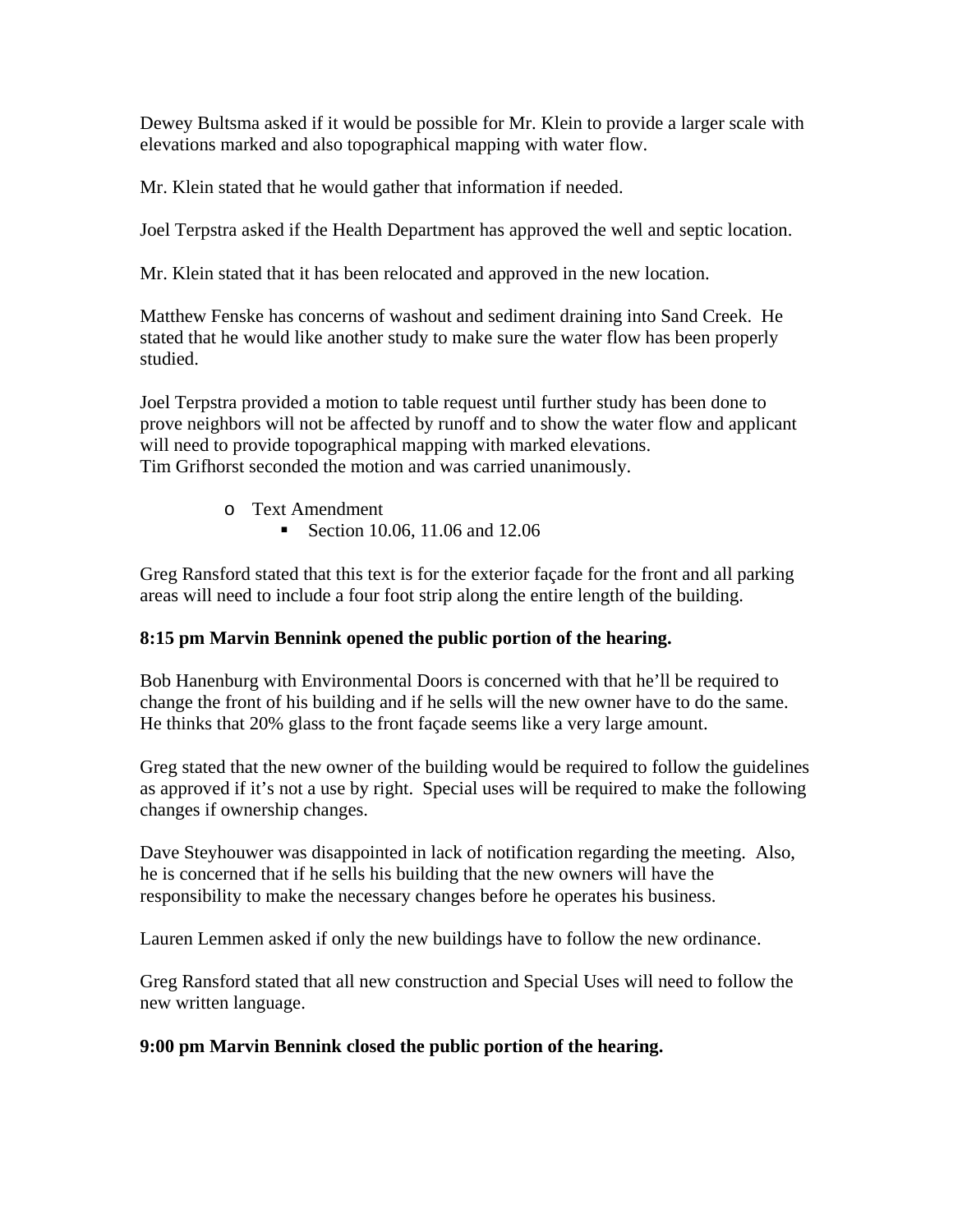Dewey Bultsma asked if it would be possible for Mr. Klein to provide a larger scale with elevations marked and also topographical mapping with water flow.

Mr. Klein stated that he would gather that information if needed.

Joel Terpstra asked if the Health Department has approved the well and septic location.

Mr. Klein stated that it has been relocated and approved in the new location.

Matthew Fenske has concerns of washout and sediment draining into Sand Creek. He stated that he would like another study to make sure the water flow has been properly studied.

Joel Terpstra provided a motion to table request until further study has been done to prove neighbors will not be affected by runoff and to show the water flow and applicant will need to provide topographical mapping with marked elevations.
Tim Grifhorst seconded the motion and was carried unanimously.

- Text Amendment
  - Section 10.06, 11.06 and 12.06

Greg Ransford stated that this text is for the exterior façade for the front and all parking areas will need to include a four foot strip along the entire length of the building.

**8:15 pm Marvin Bennink opened the public portion of the hearing.**

Bob Hanenburg with Environmental Doors is concerned with that he'll be required to change the front of his building and if he sells will the new owner have to do the same. He thinks that 20% glass to the front façade seems like a very large amount.

Greg stated that the new owner of the building would be required to follow the guidelines as approved if it's not a use by right. Special uses will be required to make the following changes if ownership changes.

Dave Steyhouwer was disappointed in lack of notification regarding the meeting. Also, he is concerned that if he sells his building that the new owners will have the responsibility to make the necessary changes before he operates his business.

Lauren Lemmen asked if only the new buildings have to follow the new ordinance.

Greg Ransford stated that all new construction and Special Uses will need to follow the new written language.

**9:00 pm Marvin Bennink closed the public portion of the hearing.**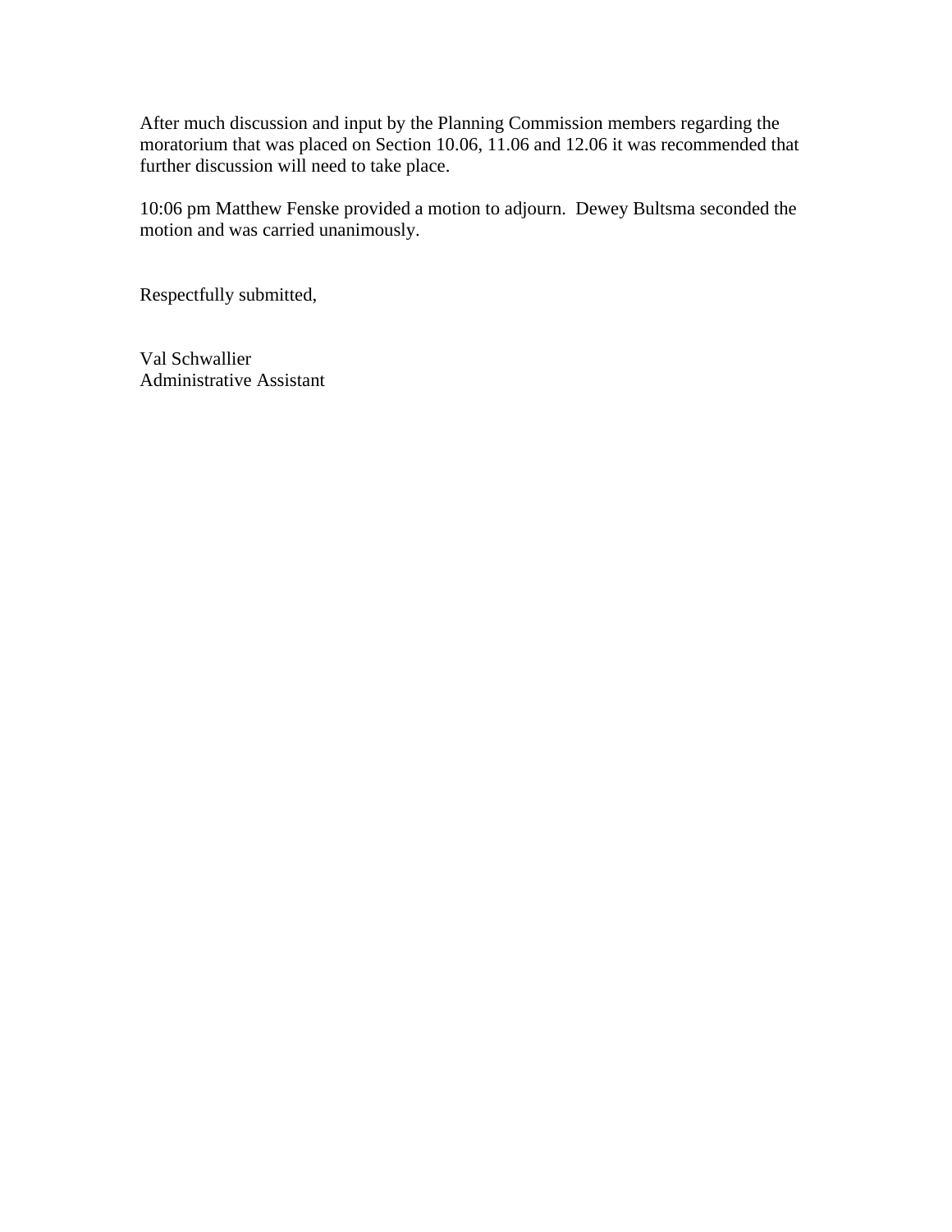After much discussion and input by the Planning Commission members regarding the moratorium that was placed on Section 10.06, 11.06 and 12.06 it was recommended that further discussion will need to take place.

10:06 pm Matthew Fenske provided a motion to adjourn. Dewey Bultsma seconded the motion and was carried unanimously.

Respectfully submitted,

Val Schwallier
Administrative Assistant